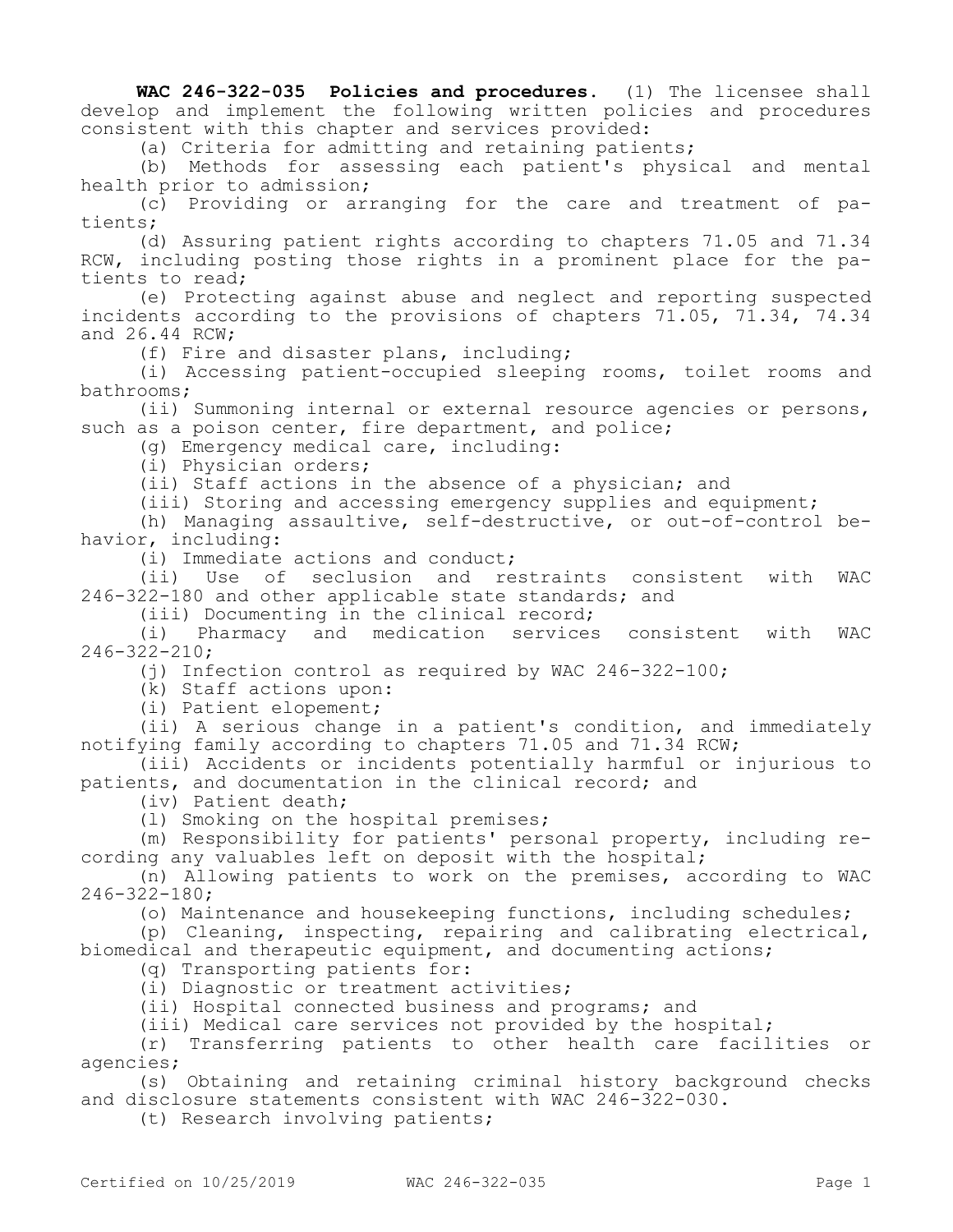**WAC 246-322-035 Policies and procedures.** (1) The licensee shall develop and implement the following written policies and procedures consistent with this chapter and services provided:

(a) Criteria for admitting and retaining patients;

(b) Methods for assessing each patient's physical and mental health prior to admission;

(c) Providing or arranging for the care and treatment of patients;

(d) Assuring patient rights according to chapters 71.05 and 71.34 RCW, including posting those rights in a prominent place for the patients to read;

(e) Protecting against abuse and neglect and reporting suspected incidents according to the provisions of chapters 71.05, 71.34, 74.34 and 26.44 RCW;

(f) Fire and disaster plans, including;

(i) Accessing patient-occupied sleeping rooms, toilet rooms and bathrooms;

(ii) Summoning internal or external resource agencies or persons, such as a poison center, fire department, and police;

(g) Emergency medical care, including:

(i) Physician orders;

(ii) Staff actions in the absence of a physician; and

(iii) Storing and accessing emergency supplies and equipment;

(h) Managing assaultive, self-destructive, or out-of-control behavior, including:

(i) Immediate actions and conduct;

(ii) Use of seclusion and restraints consistent with WAC 246-322-180 and other applicable state standards; and

(iii) Documenting in the clinical record;

(i) Pharmacy and medication services consistent with WAC 246-322-210;

(j) Infection control as required by WAC 246-322-100;

(k) Staff actions upon:

(i) Patient elopement;

(ii) A serious change in a patient's condition, and immediately notifying family according to chapters 71.05 and 71.34 RCW;

(iii) Accidents or incidents potentially harmful or injurious to patients, and documentation in the clinical record; and

(iv) Patient death;

(l) Smoking on the hospital premises;

(m) Responsibility for patients' personal property, including recording any valuables left on deposit with the hospital;

(n) Allowing patients to work on the premises, according to WAC 246-322-180;

(o) Maintenance and housekeeping functions, including schedules;

(p) Cleaning, inspecting, repairing and calibrating electrical, biomedical and therapeutic equipment, and documenting actions;

(q) Transporting patients for:

(i) Diagnostic or treatment activities;

(ii) Hospital connected business and programs; and

(iii) Medical care services not provided by the hospital;

(r) Transferring patients to other health care facilities or agencies;

(s) Obtaining and retaining criminal history background checks and disclosure statements consistent with WAC 246-322-030.

(t) Research involving patients;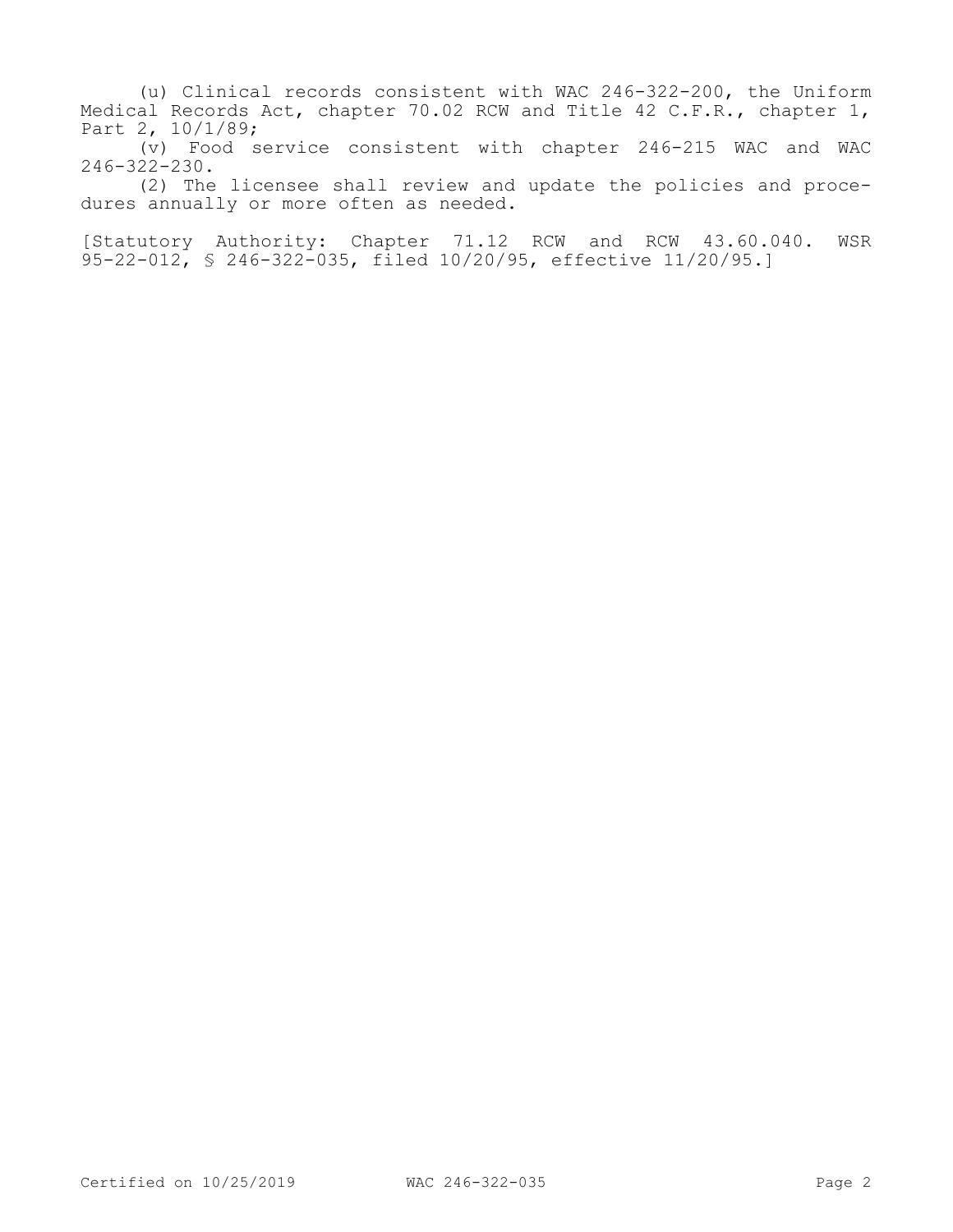(u) Clinical records consistent with WAC 246-322-200, the Uniform Medical Records Act, chapter 70.02 RCW and Title 42 C.F.R., chapter 1, Part 2, 10/1/89;

(v) Food service consistent with chapter 246-215 WAC and WAC 246-322-230.

(2) The licensee shall review and update the policies and procedures annually or more often as needed.

[Statutory Authority: Chapter 71.12 RCW and RCW 43.60.040. WSR 95-22-012, § 246-322-035, filed 10/20/95, effective 11/20/95.]